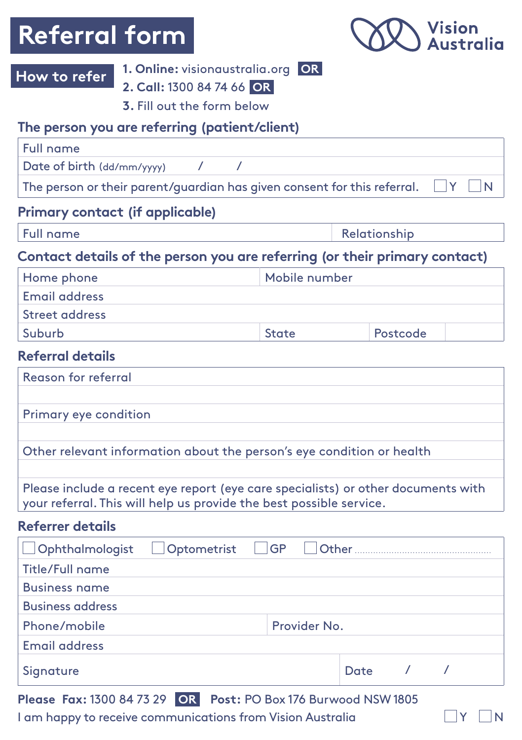# Referral form

Vision Australia

**How to refer**

1. **Online:** visionaustralia.org **OR**
2. **Call:** 1300 84 74 66 **OR**
3. Fill out the form below

## The person you are referring (patient/client)

| Full name | |
|---|---|
| Date of birth (dd/mm/yyyy) / / | |
| The person or their parent/guardian has given consent for this referral. | ☐ Y ☐ N |

## Primary contact (if applicable)

| Full name | Relationship |
|---|---|

## Contact details of the person you are referring (or their primary contact)

| Home phone | | Mobile number | |
|---|---|---|---|
| Email address | | | |
| Street address | | | |
| Suburb | State | Postcode | |

## Referral details

| Reason for referral |
|---|
| |
| Primary eye condition |
| |
| Other relevant information about the person's eye condition or health |
| |
| Please include a recent eye report (eye care specialists) or other documents with your referral. This will help us provide the best possible service. |

## Referrer details

| ☐ Ophthalmologist ☐ Optometrist ☐ GP ☐ Other ........................ | |
|---|---|
| Title/Full name | |
| Business name | |
| Business address | |
| Phone/mobile | Provider No. |
| Email address | |
| Signature | Date / / |

**Please Fax:** 1300 84 73 29 **OR** **Post:** PO Box 176 Burwood NSW 1805

I am happy to receive communications from Vision Australia ☐ Y ☐ N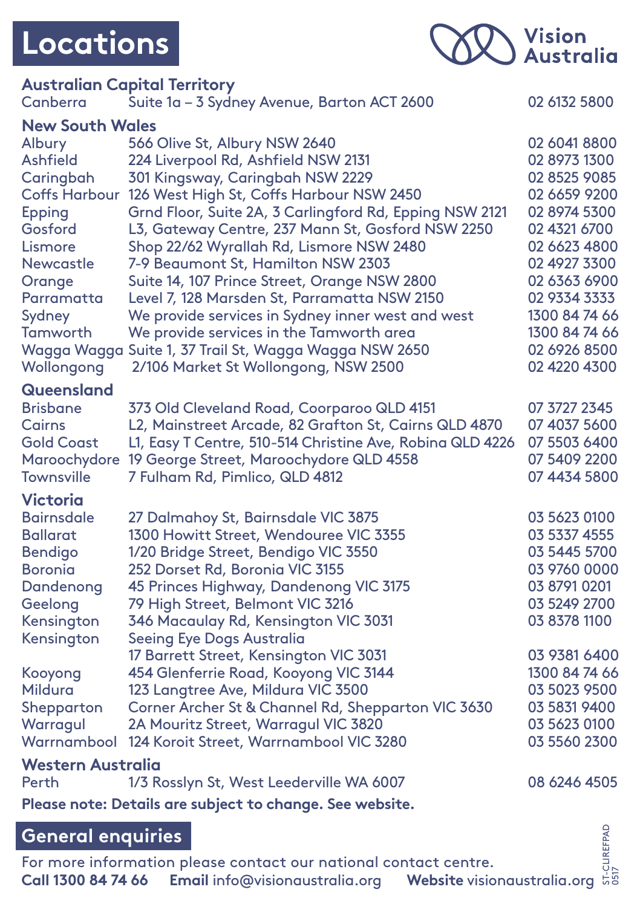# Locations

Vision Australia

## Australian Capital Territory

| | | |
|---|---|---|
| Canberra | Suite 1a – 3 Sydney Avenue, Barton ACT 2600 | 02 6132 5800 |

## New South Wales

| | | |
|---|---|---|
| Albury | 566 Olive St, Albury NSW 2640 | 02 6041 8800 |
| Ashfield | 224 Liverpool Rd, Ashfield NSW 2131 | 02 8973 1300 |
| Caringbah | 301 Kingsway, Caringbah NSW 2229 | 02 8525 9085 |
| Coffs Harbour | 126 West High St, Coffs Harbour NSW 2450 | 02 6659 9200 |
| Epping | Grnd Floor, Suite 2A, 3 Carlingford Rd, Epping NSW 2121 | 02 8974 5300 |
| Gosford | L3, Gateway Centre, 237 Mann St, Gosford NSW 2250 | 02 4321 6700 |
| Lismore | Shop 22/62 Wyrallah Rd, Lismore NSW 2480 | 02 6623 4800 |
| Newcastle | 7-9 Beaumont St, Hamilton NSW 2303 | 02 4927 3300 |
| Orange | Suite 14, 107 Prince Street, Orange NSW 2800 | 02 6363 6900 |
| Parramatta | Level 7, 128 Marsden St, Parramatta NSW 2150 | 02 9334 3333 |
| Sydney | We provide services in Sydney inner west and west | 1300 84 74 66 |
| Tamworth | We provide services in the Tamworth area | 1300 84 74 66 |
| Wagga Wagga | Suite 1, 37 Trail St, Wagga Wagga NSW 2650 | 02 6926 8500 |
| Wollongong | 2/106 Market St Wollongong, NSW 2500 | 02 4220 4300 |

## Queensland

| | | |
|---|---|---|
| Brisbane | 373 Old Cleveland Road, Coorparoo QLD 4151 | 07 3727 2345 |
| Cairns | L2, Mainstreet Arcade, 82 Grafton St, Cairns QLD 4870 | 07 4037 5600 |
| Gold Coast | L1, Easy T Centre, 510-514 Christine Ave, Robina QLD 4226 | 07 5503 6400 |
| Maroochydore | 19 George Street, Maroochydore QLD 4558 | 07 5409 2200 |
| Townsville | 7 Fulham Rd, Pimlico, QLD 4812 | 07 4434 5800 |

## Victoria

| | | |
|---|---|---|
| Bairnsdale | 27 Dalmahoy St, Bairnsdale VIC 3875 | 03 5623 0100 |
| Ballarat | 1300 Howitt Street, Wendouree VIC 3355 | 03 5337 4555 |
| Bendigo | 1/20 Bridge Street, Bendigo VIC 3550 | 03 5445 5700 |
| Boronia | 252 Dorset Rd, Boronia VIC 3155 | 03 9760 0000 |
| Dandenong | 45 Princes Highway, Dandenong VIC 3175 | 03 8791 0201 |
| Geelong | 79 High Street, Belmont VIC 3216 | 03 5249 2700 |
| Kensington | 346 Macaulay Rd, Kensington VIC 3031 | 03 8378 1100 |
| Kensington | Seeing Eye Dogs Australia<br>17 Barrett Street, Kensington VIC 3031 | 03 9381 6400 |
| Kooyong | 454 Glenferrie Road, Kooyong VIC 3144 | 1300 84 74 66 |
| Mildura | 123 Langtree Ave, Mildura VIC 3500 | 03 5023 9500 |
| Shepparton | Corner Archer St & Channel Rd, Shepparton VIC 3630 | 03 5831 9400 |
| Warragul | 2A Mouritz Street, Warragul VIC 3820 | 03 5623 0100 |
| Warrnambool | 124 Koroit Street, Warrnambool VIC 3280 | 03 5560 2300 |

## Western Australia

| | | |
|---|---|---|
| Perth | 1/3 Rosslyn St, West Leederville WA 6007 | 08 6246 4505 |

**Please note: Details are subject to change. See website.**

## General enquiries

For more information please contact our national contact centre.

**Call 1300 84 74 66** **Email** info@visionaustralia.org **Website** visionaustralia.org

ST-CLIREFPAD 0517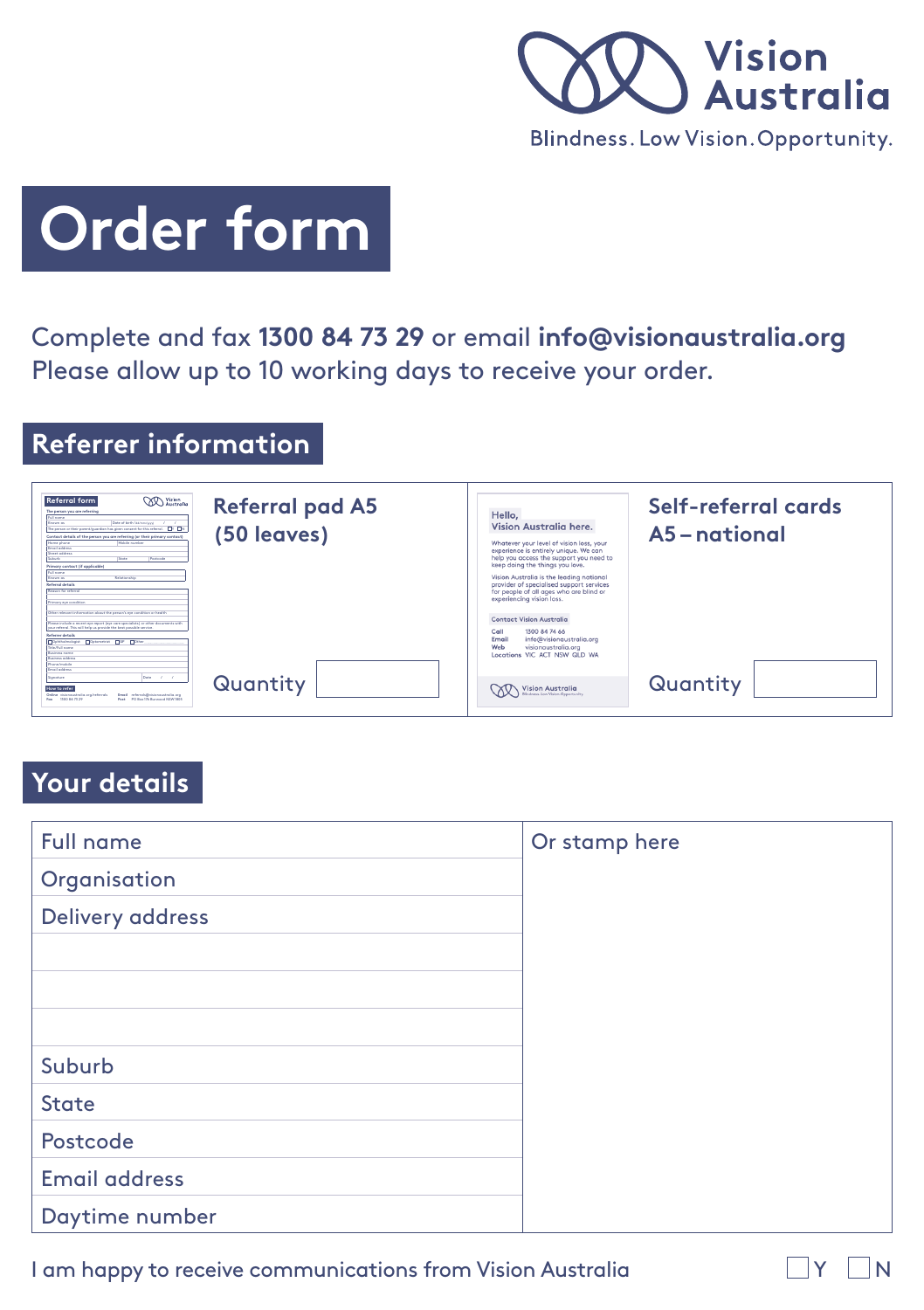Vision Australia

Blindness. Low Vision. Opportunity.

# Order form

Complete and fax **1300 84 73 29** or email **info@visionaustralia.org**
Please allow up to 10 working days to receive your order.

## Referrer information

| Referral pad A5 (50 leaves) | Self-referral cards A5 – national |
|---|---|
| Quantity | Quantity |

## Your details

| | |
|---|---|
| Full name | Or stamp here |
| Organisation | |
| Delivery address | |
| | |
| | |
| | |
| Suburb | |
| State | |
| Postcode | |
| Email address | |
| Daytime number | |

I am happy to receive communications from Vision Australia ☐ Y ☐ N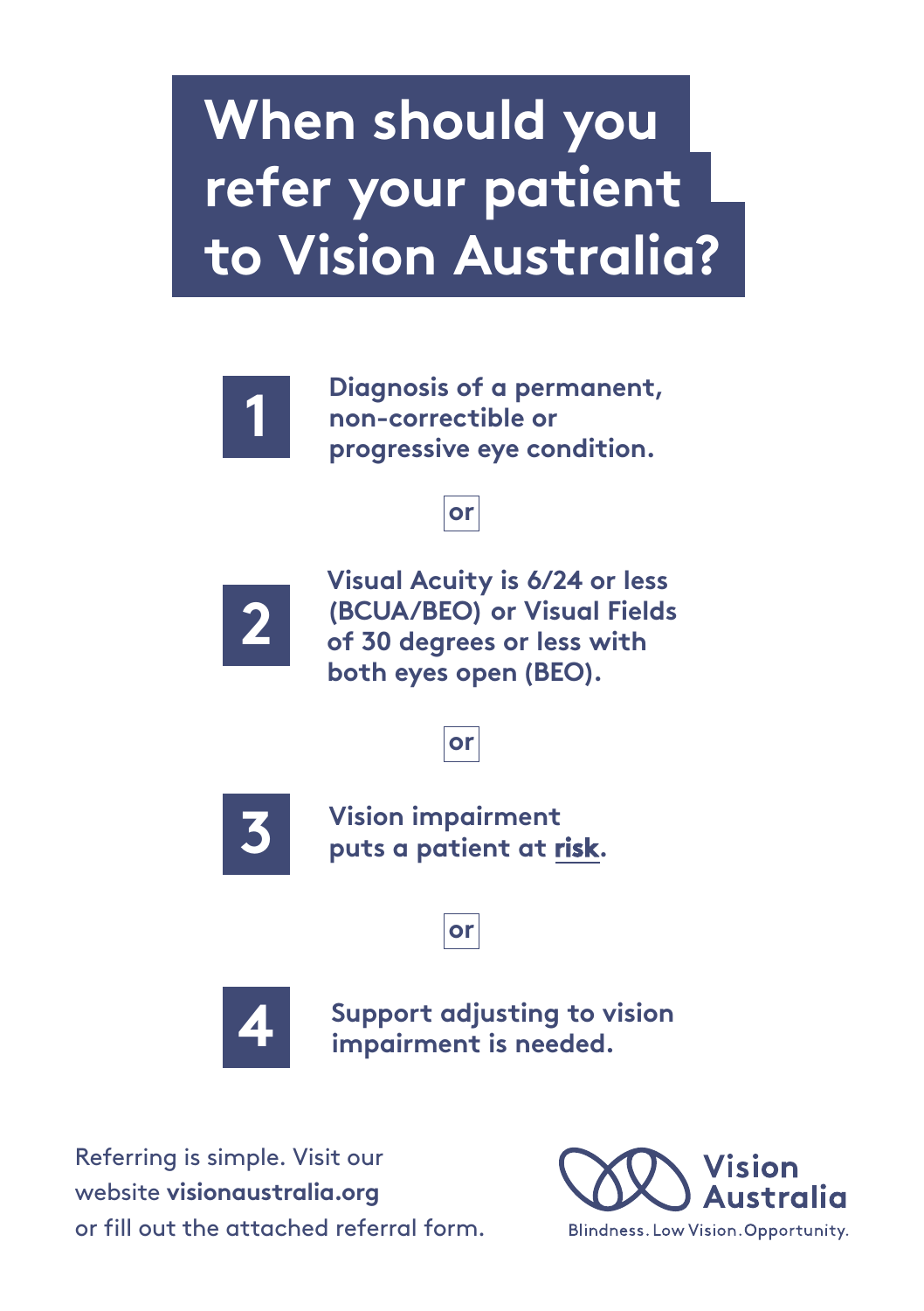# When should you refer your patient to Vision Australia?

**1** **Diagnosis of a permanent, non-correctible or progressive eye condition.**

**or**

**2** **Visual Acuity is 6/24 or less (BCUA/BEO) or Visual Fields of 30 degrees or less with both eyes open (BEO).**

**or**

**3** **Vision impairment puts a patient at risk.**

**or**

**4** **Support adjusting to vision impairment is needed.**

Referring is simple. Visit our website **visionaustralia.org** or fill out the attached referral form.

Vision Australia

Blindness. Low Vision. Opportunity.